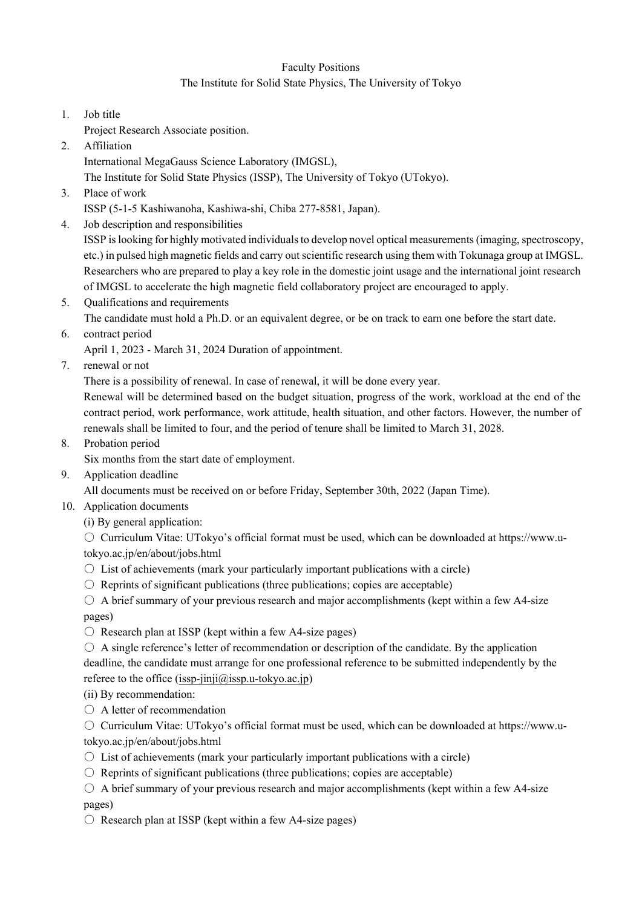# Faculty Positions
## The Institute for Solid State Physics, The University of Tokyo

1. Job title

   Project Research Associate position.

2. Affiliation

   International MegaGauss Science Laboratory (IMGSL),
   The Institute for Solid State Physics (ISSP), The University of Tokyo (UTokyo).

3. Place of work

   ISSP (5-1-5 Kashiwanoha, Kashiwa-shi, Chiba 277-8581, Japan).

4. Job description and responsibilities

   ISSP is looking for highly motivated individuals to develop novel optical measurements (imaging, spectroscopy, etc.) in pulsed high magnetic fields and carry out scientific research using them with Tokunaga group at IMGSL. Researchers who are prepared to play a key role in the domestic joint usage and the international joint research of IMGSL to accelerate the high magnetic field collaboratory project are encouraged to apply.

5. Qualifications and requirements

   The candidate must hold a Ph.D. or an equivalent degree, or be on track to earn one before the start date.

6. contract period

   April 1, 2023 - March 31, 2024 Duration of appointment.

7. renewal or not

   There is a possibility of renewal. In case of renewal, it will be done every year.
   Renewal will be determined based on the budget situation, progress of the work, workload at the end of the contract period, work performance, work attitude, health situation, and other factors. However, the number of renewals shall be limited to four, and the period of tenure shall be limited to March 31, 2028.

8. Probation period

   Six months from the start date of employment.

9. Application deadline

   All documents must be received on or before Friday, September 30th, 2022 (Japan Time).

10. Application documents

    (i) By general application:

    ○ Curriculum Vitae: UTokyo's official format must be used, which can be downloaded at https://www.u-tokyo.ac.jp/en/about/jobs.html

    ○ List of achievements (mark your particularly important publications with a circle)

    ○ Reprints of significant publications (three publications; copies are acceptable)

    ○ A brief summary of your previous research and major accomplishments (kept within a few A4-size pages)

    ○ Research plan at ISSP (kept within a few A4-size pages)

    ○ A single reference's letter of recommendation or description of the candidate. By the application deadline, the candidate must arrange for one professional reference to be submitted independently by the referee to the office (issp-jinji@issp.u-tokyo.ac.jp)

    (ii) By recommendation:

    ○ A letter of recommendation

    ○ Curriculum Vitae: UTokyo's official format must be used, which can be downloaded at https://www.u-tokyo.ac.jp/en/about/jobs.html

    ○ List of achievements (mark your particularly important publications with a circle)

    ○ Reprints of significant publications (three publications; copies are acceptable)

    ○ A brief summary of your previous research and major accomplishments (kept within a few A4-size pages)

    ○ Research plan at ISSP (kept within a few A4-size pages)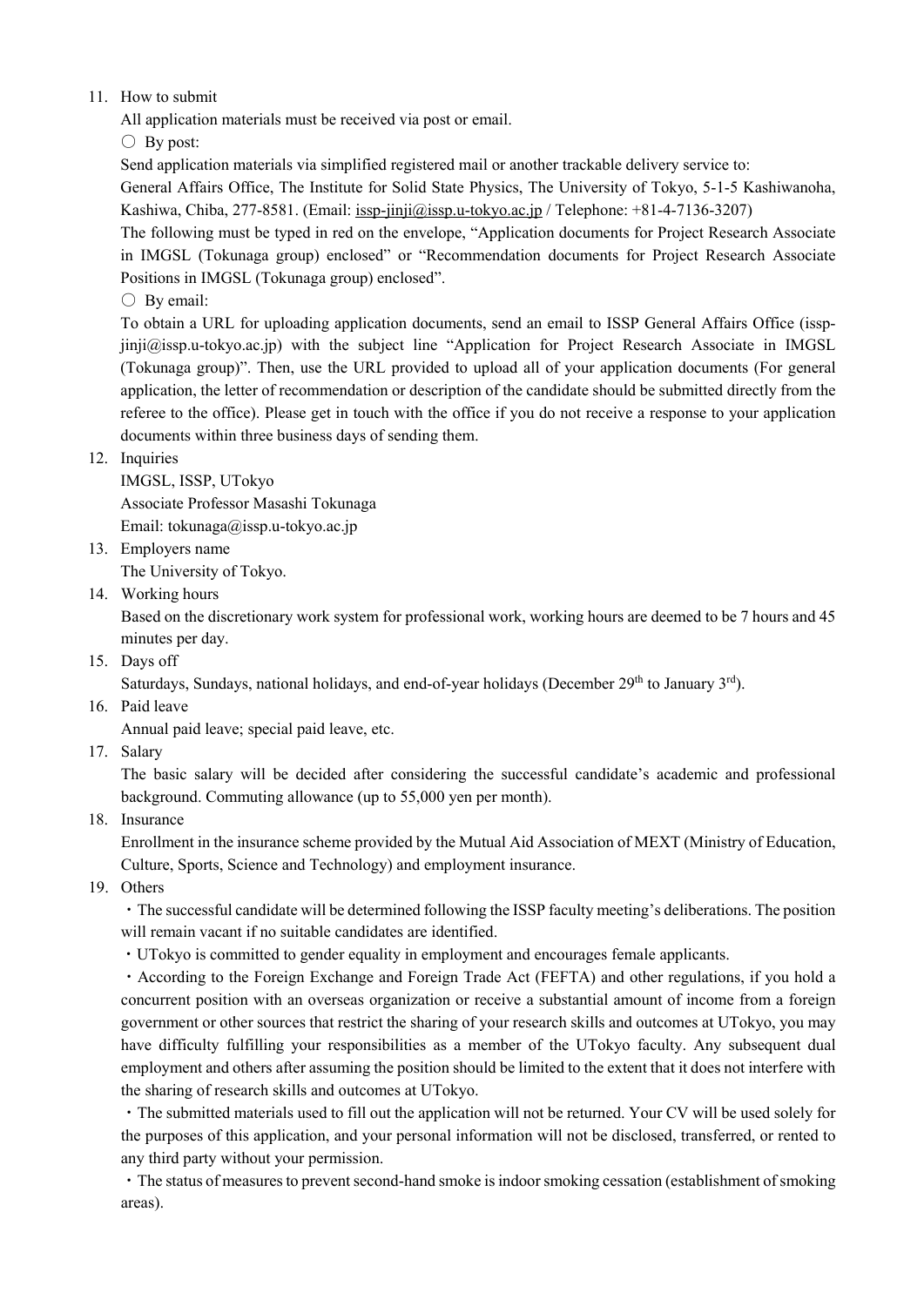11. How to submit

    All application materials must be received via post or email.

    ○ By post:

    Send application materials via simplified registered mail or another trackable delivery service to:

    General Affairs Office, The Institute for Solid State Physics, The University of Tokyo, 5-1-5 Kashiwanoha, Kashiwa, Chiba, 277-8581. (Email: issp-jinji@issp.u-tokyo.ac.jp / Telephone: +81-4-7136-3207)

    The following must be typed in red on the envelope, "Application documents for Project Research Associate in IMGSL (Tokunaga group) enclosed" or "Recommendation documents for Project Research Associate Positions in IMGSL (Tokunaga group) enclosed".

    ○ By email:

    To obtain a URL for uploading application documents, send an email to ISSP General Affairs Office (issp-jinji@issp.u-tokyo.ac.jp) with the subject line "Application for Project Research Associate in IMGSL (Tokunaga group)". Then, use the URL provided to upload all of your application documents (For general application, the letter of recommendation or description of the candidate should be submitted directly from the referee to the office). Please get in touch with the office if you do not receive a response to your application documents within three business days of sending them.

12. Inquiries

    IMGSL, ISSP, UTokyo

    Associate Professor Masashi Tokunaga

    Email: tokunaga@issp.u-tokyo.ac.jp

13. Employers name

    The University of Tokyo.

14. Working hours

    Based on the discretionary work system for professional work, working hours are deemed to be 7 hours and 45 minutes per day.

15. Days off

    Saturdays, Sundays, national holidays, and end-of-year holidays (December 29th to January 3rd).

16. Paid leave

    Annual paid leave; special paid leave, etc.

17. Salary

    The basic salary will be decided after considering the successful candidate's academic and professional background. Commuting allowance (up to 55,000 yen per month).

18. Insurance

    Enrollment in the insurance scheme provided by the Mutual Aid Association of MEXT (Ministry of Education, Culture, Sports, Science and Technology) and employment insurance.

19. Others

    ・The successful candidate will be determined following the ISSP faculty meeting's deliberations. The position will remain vacant if no suitable candidates are identified.

    ・UTokyo is committed to gender equality in employment and encourages female applicants.

    ・According to the Foreign Exchange and Foreign Trade Act (FEFTA) and other regulations, if you hold a concurrent position with an overseas organization or receive a substantial amount of income from a foreign government or other sources that restrict the sharing of your research skills and outcomes at UTokyo, you may have difficulty fulfilling your responsibilities as a member of the UTokyo faculty. Any subsequent dual employment and others after assuming the position should be limited to the extent that it does not interfere with the sharing of research skills and outcomes at UTokyo.

    ・The submitted materials used to fill out the application will not be returned. Your CV will be used solely for the purposes of this application, and your personal information will not be disclosed, transferred, or rented to any third party without your permission.

    ・The status of measures to prevent second-hand smoke is indoor smoking cessation (establishment of smoking areas).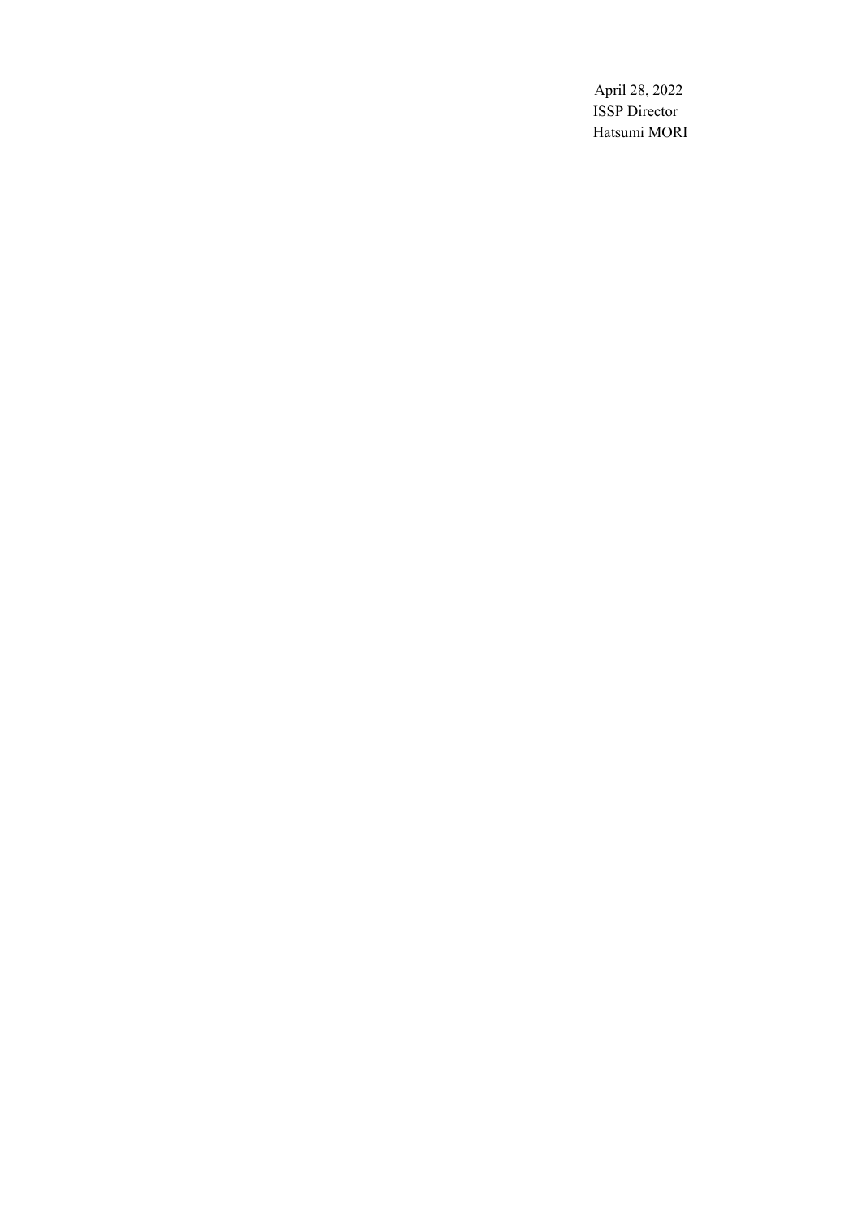April 28, 2022
ISSP Director
Hatsumi MORI